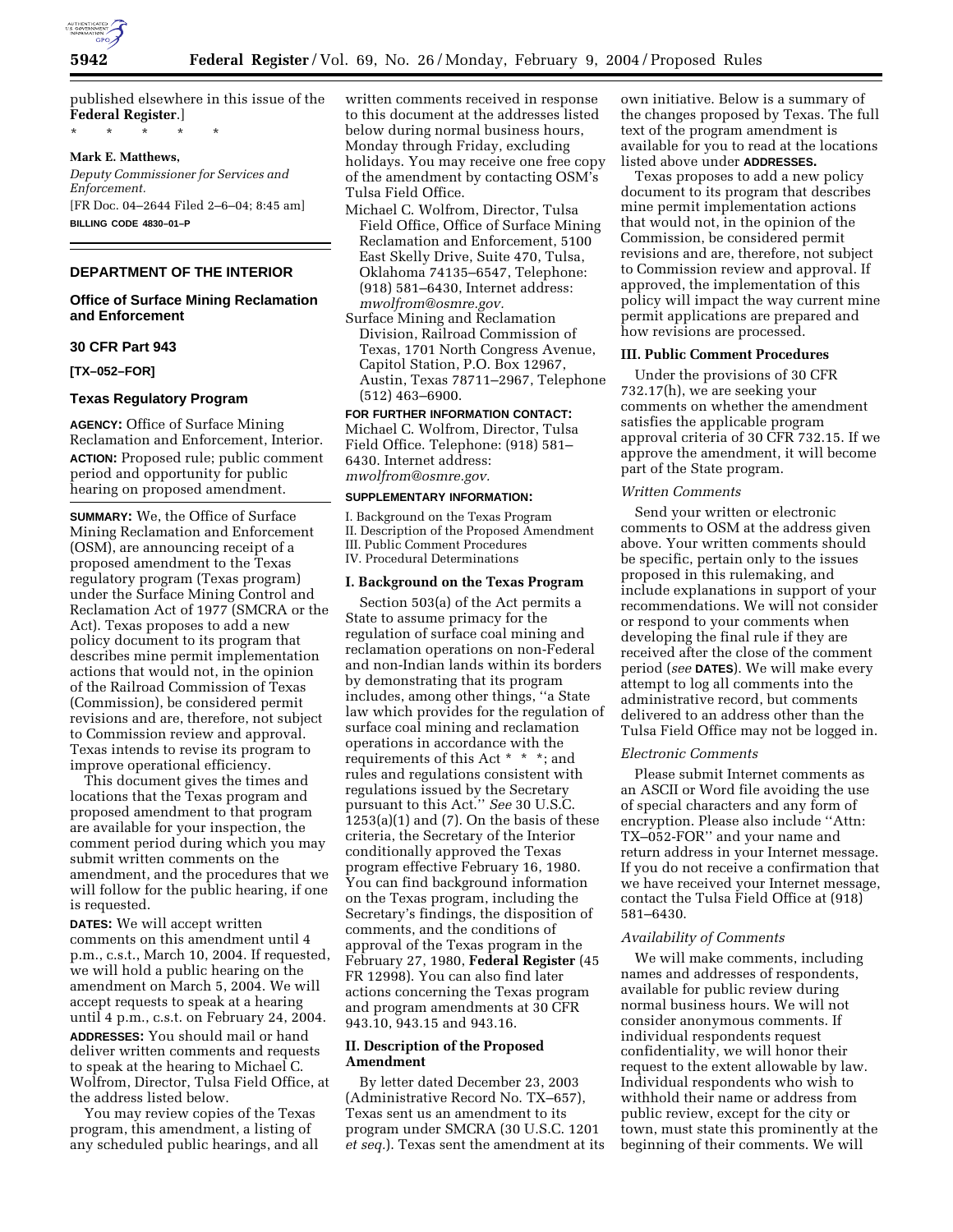published elsewhere in this issue of the **Federal Register**.]

\* \* \* \* \*

**Mark E. Matthews,**

*Deputy Commissioner for Services and Enforcement.*

[FR Doc. 04–2644 Filed 2–6–04; 8:45 am]

**BILLING CODE 4830–01–P**

---

## DEPARTMENT OF THE INTERIOR

### Office of Surface Mining Reclamation and Enforcement

### 30 CFR Part 943

**[TX–052–FOR]**

### Texas Regulatory Program

**AGENCY:** Office of Surface Mining Reclamation and Enforcement, Interior.

**ACTION:** Proposed rule; public comment period and opportunity for public hearing on proposed amendment.

**SUMMARY:** We, the Office of Surface Mining Reclamation and Enforcement (OSM), are announcing receipt of a proposed amendment to the Texas regulatory program (Texas program) under the Surface Mining Control and Reclamation Act of 1977 (SMCRA or the Act). Texas proposes to add a new policy document to its program that describes mine permit implementation actions that would not, in the opinion of the Railroad Commission of Texas (Commission), be considered permit revisions and are, therefore, not subject to Commission review and approval. Texas intends to revise its program to improve operational efficiency.

This document gives the times and locations that the Texas program and proposed amendment to that program are available for your inspection, the comment period during which you may submit written comments on the amendment, and the procedures that we will follow for the public hearing, if one is requested.

**DATES:** We will accept written comments on this amendment until 4 p.m., c.s.t., March 10, 2004. If requested, we will hold a public hearing on the amendment on March 5, 2004. We will accept requests to speak at a hearing until 4 p.m., c.s.t. on February 24, 2004.

**ADDRESSES:** You should mail or hand deliver written comments and requests to speak at the hearing to Michael C. Wolfrom, Director, Tulsa Field Office, at the address listed below.

You may review copies of the Texas program, this amendment, a listing of any scheduled public hearings, and all written comments received in response to this document at the addresses listed below during normal business hours, Monday through Friday, excluding holidays. You may receive one free copy of the amendment by contacting OSM's Tulsa Field Office.

Michael C. Wolfrom, Director, Tulsa Field Office, Office of Surface Mining Reclamation and Enforcement, 5100 East Skelly Drive, Suite 470, Tulsa, Oklahoma 74135–6547, Telephone: (918) 581–6430, Internet address: *mwolfrom@osmre.gov.*

Surface Mining and Reclamation Division, Railroad Commission of Texas, 1701 North Congress Avenue, Capitol Station, P.O. Box 12967, Austin, Texas 78711–2967, Telephone (512) 463–6900.

**FOR FURTHER INFORMATION CONTACT:** Michael C. Wolfrom, Director, Tulsa Field Office. Telephone: (918) 581–6430. Internet address: *mwolfrom@osmre.gov.*

**SUPPLEMENTARY INFORMATION:**

I. Background on the Texas Program
II. Description of the Proposed Amendment
III. Public Comment Procedures
IV. Procedural Determinations

### I. Background on the Texas Program

Section 503(a) of the Act permits a State to assume primacy for the regulation of surface coal mining and reclamation operations on non-Federal and non-Indian lands within its borders by demonstrating that its program includes, among other things, "a State law which provides for the regulation of surface coal mining and reclamation operations in accordance with the requirements of this Act \* \* \*; and rules and regulations consistent with regulations issued by the Secretary pursuant to this Act." *See* 30 U.S.C. 1253(a)(1) and (7). On the basis of these criteria, the Secretary of the Interior conditionally approved the Texas program effective February 16, 1980. You can find background information on the Texas program, including the Secretary's findings, the disposition of comments, and the conditions of approval of the Texas program in the February 27, 1980, **Federal Register** (45 FR 12998). You can also find later actions concerning the Texas program and program amendments at 30 CFR 943.10, 943.15 and 943.16.

### II. Description of the Proposed Amendment

By letter dated December 23, 2003 (Administrative Record No. TX–657), Texas sent us an amendment to its program under SMCRA (30 U.S.C. 1201 *et seq.*). Texas sent the amendment at its own initiative. Below is a summary of the changes proposed by Texas. The full text of the program amendment is available for you to read at the locations listed above under **ADDRESSES.**

Texas proposes to add a new policy document to its program that describes mine permit implementation actions that would not, in the opinion of the Commission, be considered permit revisions and are, therefore, not subject to Commission review and approval. If approved, the implementation of this policy will impact the way current mine permit applications are prepared and how revisions are processed.

### III. Public Comment Procedures

Under the provisions of 30 CFR 732.17(h), we are seeking your comments on whether the amendment satisfies the applicable program approval criteria of 30 CFR 732.15. If we approve the amendment, it will become part of the State program.

#### *Written Comments*

Send your written or electronic comments to OSM at the address given above. Your written comments should be specific, pertain only to the issues proposed in this rulemaking, and include explanations in support of your recommendations. We will not consider or respond to your comments when developing the final rule if they are received after the close of the comment period (*see* **DATES**). We will make every attempt to log all comments into the administrative record, but comments delivered to an address other than the Tulsa Field Office may not be logged in.

#### *Electronic Comments*

Please submit Internet comments as an ASCII or Word file avoiding the use of special characters and any form of encryption. Please also include "Attn: TX–052-FOR" and your name and return address in your Internet message. If you do not receive a confirmation that we have received your Internet message, contact the Tulsa Field Office at (918) 581–6430.

#### *Availability of Comments*

We will make comments, including names and addresses of respondents, available for public review during normal business hours. We will not consider anonymous comments. If individual respondents request confidentiality, we will honor their request to the extent allowable by law. Individual respondents who wish to withhold their name or address from public review, except for the city or town, must state this prominently at the beginning of their comments. We will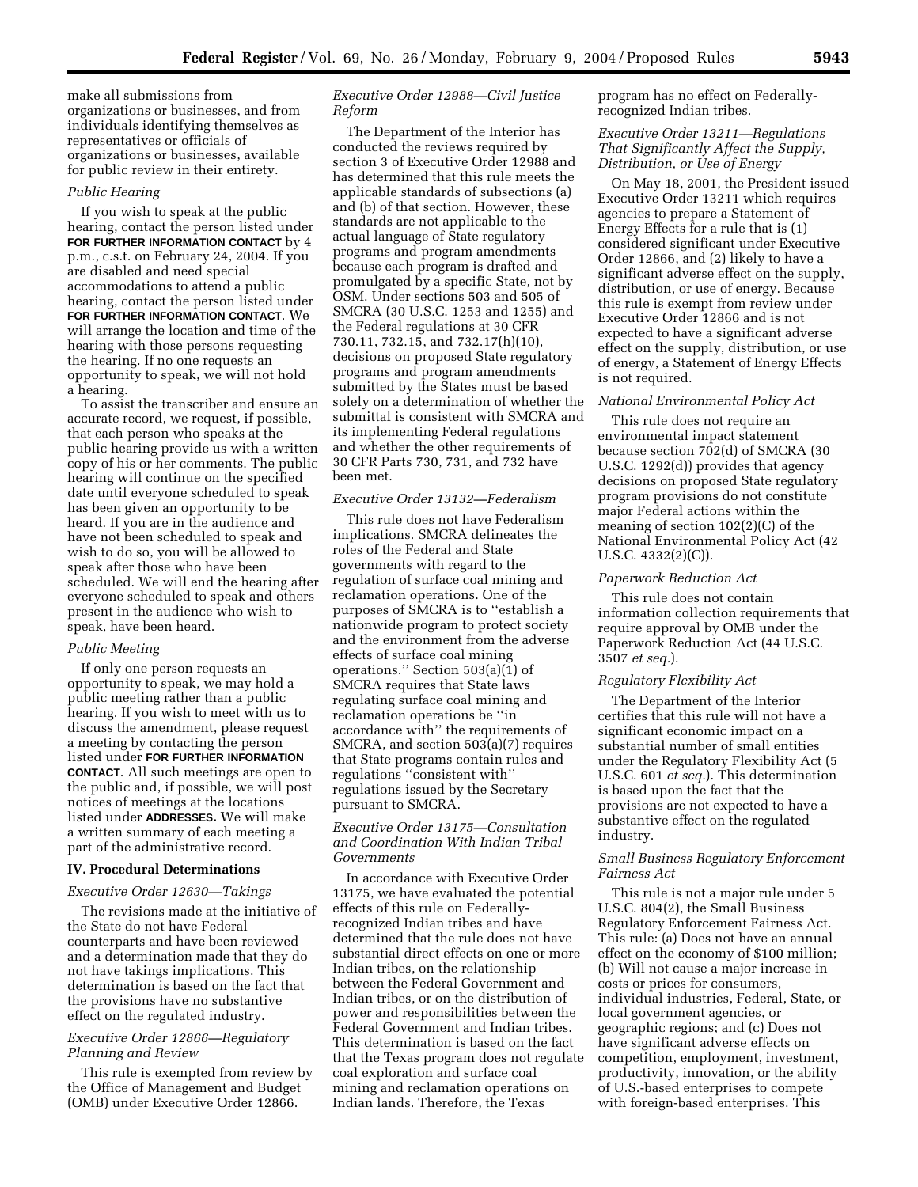make all submissions from organizations or businesses, and from individuals identifying themselves as representatives or officials of organizations or businesses, available for public review in their entirety.

*Public Hearing*

If you wish to speak at the public hearing, contact the person listed under **FOR FURTHER INFORMATION CONTACT** by 4 p.m., c.s.t. on February 24, 2004. If you are disabled and need special accommodations to attend a public hearing, contact the person listed under **FOR FURTHER INFORMATION CONTACT**. We will arrange the location and time of the hearing with those persons requesting the hearing. If no one requests an opportunity to speak, we will not hold a hearing.

To assist the transcriber and ensure an accurate record, we request, if possible, that each person who speaks at the public hearing provide us with a written copy of his or her comments. The public hearing will continue on the specified date until everyone scheduled to speak has been given an opportunity to be heard. If you are in the audience and have not been scheduled to speak and wish to do so, you will be allowed to speak after those who have been scheduled. We will end the hearing after everyone scheduled to speak and others present in the audience who wish to speak, have been heard.

*Public Meeting*

If only one person requests an opportunity to speak, we may hold a public meeting rather than a public hearing. If you wish to meet with us to discuss the amendment, please request a meeting by contacting the person listed under **FOR FURTHER INFORMATION CONTACT**. All such meetings are open to the public and, if possible, we will post notices of meetings at the locations listed under **ADDRESSES.** We will make a written summary of each meeting a part of the administrative record.

## IV. Procedural Determinations

*Executive Order 12630—Takings*

The revisions made at the initiative of the State do not have Federal counterparts and have been reviewed and a determination made that they do not have takings implications. This determination is based on the fact that the provisions have no substantive effect on the regulated industry.

*Executive Order 12866—Regulatory Planning and Review*

This rule is exempted from review by the Office of Management and Budget (OMB) under Executive Order 12866.

*Executive Order 12988—Civil Justice Reform*

The Department of the Interior has conducted the reviews required by section 3 of Executive Order 12988 and has determined that this rule meets the applicable standards of subsections (a) and (b) of that section. However, these standards are not applicable to the actual language of State regulatory programs and program amendments because each program is drafted and promulgated by a specific State, not by OSM. Under sections 503 and 505 of SMCRA (30 U.S.C. 1253 and 1255) and the Federal regulations at 30 CFR 730.11, 732.15, and 732.17(h)(10), decisions on proposed State regulatory programs and program amendments submitted by the States must be based solely on a determination of whether the submittal is consistent with SMCRA and its implementing Federal regulations and whether the other requirements of 30 CFR Parts 730, 731, and 732 have been met.

*Executive Order 13132—Federalism*

This rule does not have Federalism implications. SMCRA delineates the roles of the Federal and State governments with regard to the regulation of surface coal mining and reclamation operations. One of the purposes of SMCRA is to "establish a nationwide program to protect society and the environment from the adverse effects of surface coal mining operations." Section 503(a)(1) of SMCRA requires that State laws regulating surface coal mining and reclamation operations be "in accordance with" the requirements of SMCRA, and section 503(a)(7) requires that State programs contain rules and regulations "consistent with" regulations issued by the Secretary pursuant to SMCRA.

*Executive Order 13175—Consultation and Coordination With Indian Tribal Governments*

In accordance with Executive Order 13175, we have evaluated the potential effects of this rule on Federally-recognized Indian tribes and have determined that the rule does not have substantial direct effects on one or more Indian tribes, on the relationship between the Federal Government and Indian tribes, or on the distribution of power and responsibilities between the Federal Government and Indian tribes. This determination is based on the fact that the Texas program does not regulate coal exploration and surface coal mining and reclamation operations on Indian lands. Therefore, the Texas program has no effect on Federally-recognized Indian tribes.

*Executive Order 13211—Regulations That Significantly Affect the Supply, Distribution, or Use of Energy*

On May 18, 2001, the President issued Executive Order 13211 which requires agencies to prepare a Statement of Energy Effects for a rule that is (1) considered significant under Executive Order 12866, and (2) likely to have a significant adverse effect on the supply, distribution, or use of energy. Because this rule is exempt from review under Executive Order 12866 and is not expected to have a significant adverse effect on the supply, distribution, or use of energy, a Statement of Energy Effects is not required.

*National Environmental Policy Act*

This rule does not require an environmental impact statement because section 702(d) of SMCRA (30 U.S.C. 1292(d)) provides that agency decisions on proposed State regulatory program provisions do not constitute major Federal actions within the meaning of section 102(2)(C) of the National Environmental Policy Act (42 U.S.C. 4332(2)(C)).

*Paperwork Reduction Act*

This rule does not contain information collection requirements that require approval by OMB under the Paperwork Reduction Act (44 U.S.C. 3507 *et seq.*).

*Regulatory Flexibility Act*

The Department of the Interior certifies that this rule will not have a significant economic impact on a substantial number of small entities under the Regulatory Flexibility Act (5 U.S.C. 601 *et seq.*). This determination is based upon the fact that the provisions are not expected to have a substantive effect on the regulated industry.

*Small Business Regulatory Enforcement Fairness Act*

This rule is not a major rule under 5 U.S.C. 804(2), the Small Business Regulatory Enforcement Fairness Act. This rule: (a) Does not have an annual effect on the economy of $100 million; (b) Will not cause a major increase in costs or prices for consumers, individual industries, Federal, State, or local government agencies, or geographic regions; and (c) Does not have significant adverse effects on competition, employment, investment, productivity, innovation, or the ability of U.S.-based enterprises to compete with foreign-based enterprises. This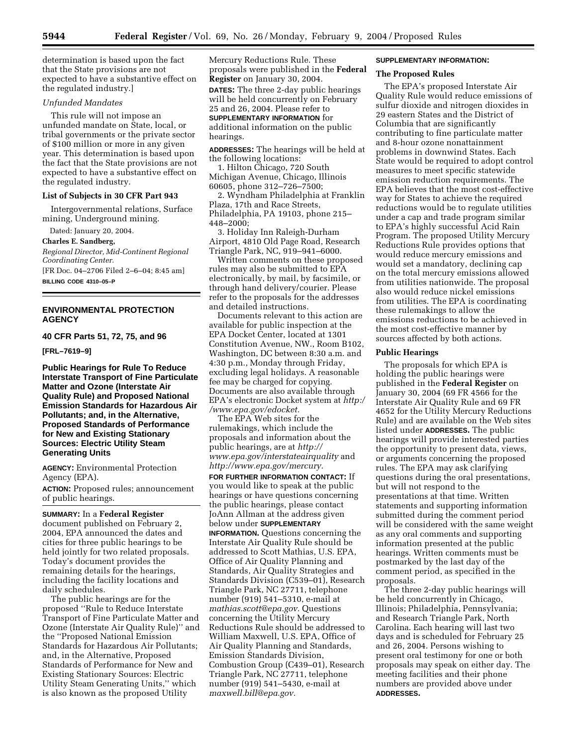determination is based upon the fact that the State provisions are not expected to have a substantive effect on the regulated industry.]

*Unfunded Mandates*

This rule will not impose an unfunded mandate on State, local, or tribal governments or the private sector of $100 million or more in any given year. This determination is based upon the fact that the State provisions are not expected to have a substantive effect on the regulated industry.

**List of Subjects in 30 CFR Part 943**

Intergovernmental relations, Surface mining, Underground mining.

Dated: January 20, 2004.

**Charles E. Sandberg,**

*Regional Director, Mid-Continent Regional Coordinating Center.*

[FR Doc. 04–2706 Filed 2–6–04; 8:45 am]

**BILLING CODE 4310–05–P**

## ENVIRONMENTAL PROTECTION AGENCY

**40 CFR Parts 51, 72, 75, and 96**

**[FRL–7619–9]**

## Public Hearings for Rule To Reduce Interstate Transport of Fine Particulate Matter and Ozone (Interstate Air Quality Rule) and Proposed National Emission Standards for Hazardous Air Pollutants; and, in the Alternative, Proposed Standards of Performance for New and Existing Stationary Sources: Electric Utility Steam Generating Units

**AGENCY:** Environmental Protection Agency (EPA).

**ACTION:** Proposed rules; announcement of public hearings.

**SUMMARY:** In a **Federal Register** document published on February 2, 2004, EPA announced the dates and cities for three public hearings to be held jointly for two related proposals. Today's document provides the remaining details for the hearings, including the facility locations and daily schedules.

The public hearings are for the proposed ''Rule to Reduce Interstate Transport of Fine Particulate Matter and Ozone (Interstate Air Quality Rule)'' and the ''Proposed National Emission Standards for Hazardous Air Pollutants; and, in the Alternative, Proposed Standards of Performance for New and Existing Stationary Sources: Electric Utility Steam Generating Units,'' which is also known as the proposed Utility Mercury Reductions Rule. These proposals were published in the **Federal Register** on January 30, 2004.

**DATES:** The three 2-day public hearings will be held concurrently on February 25 and 26, 2004. Please refer to **SUPPLEMENTARY INFORMATION** for additional information on the public hearings.

**ADDRESSES:** The hearings will be held at the following locations:

1. Hilton Chicago, 720 South Michigan Avenue, Chicago, Illinois 60605, phone 312–726–7500;
2. Wyndham Philadelphia at Franklin Plaza, 17th and Race Streets, Philadelphia, PA 19103, phone 215–448–2000;
3. Holiday Inn Raleigh-Durham Airport, 4810 Old Page Road, Research Triangle Park, NC, 919–941–6000.

Written comments on these proposed rules may also be submitted to EPA electronically, by mail, by facsimile, or through hand delivery/courier. Please refer to the proposals for the addresses and detailed instructions.

Documents relevant to this action are available for public inspection at the EPA Docket Center, located at 1301 Constitution Avenue, NW., Room B102, Washington, DC between 8:30 a.m. and 4:30 p.m., Monday through Friday, excluding legal holidays. A reasonable fee may be charged for copying. Documents are also available through EPA's electronic Docket system at *http://www.epa.gov/edocket.*

The EPA Web sites for the rulemakings, which include the proposals and information about the public hearings, are at *http://www.epa.gov/interstateairquality* and *http://www.epa.gov/mercury.*

**FOR FURTHER INFORMATION CONTACT:** If you would like to speak at the public hearings or have questions concerning the public hearings, please contact JoAnn Allman at the address given below under **SUPPLEMENTARY INFORMATION.** Questions concerning the Interstate Air Quality Rule should be addressed to Scott Mathias, U.S. EPA, Office of Air Quality Planning and Standards, Air Quality Strategies and Standards Division (C539–01), Research Triangle Park, NC 27711, telephone number (919) 541–5310, e-mail at *mathias.scott@epa.gov.* Questions concerning the Utility Mercury Reductions Rule should be addressed to William Maxwell, U.S. EPA, Office of Air Quality Planning and Standards, Emission Standards Division, Combustion Group (C439–01), Research Triangle Park, NC 27711, telephone number (919) 541–5430, e-mail at *maxwell.bill@epa.gov.*

**SUPPLEMENTARY INFORMATION:**

### The Proposed Rules

The EPA's proposed Interstate Air Quality Rule would reduce emissions of sulfur dioxide and nitrogen dioxides in 29 eastern States and the District of Columbia that are significantly contributing to fine particulate matter and 8-hour ozone nonattainment problems in downwind States. Each State would be required to adopt control measures to meet specific statewide emission reduction requirements. The EPA believes that the most cost-effective way for States to achieve the required reductions would be to regulate utilities under a cap and trade program similar to EPA's highly successful Acid Rain Program. The proposed Utility Mercury Reductions Rule provides options that would reduce mercury emissions and would set a mandatory, declining cap on the total mercury emissions allowed from utilities nationwide. The proposal also would reduce nickel emissions from utilities. The EPA is coordinating these rulemakings to allow the emissions reductions to be achieved in the most cost-effective manner by sources affected by both actions.

### Public Hearings

The proposals for which EPA is holding the public hearings were published in the **Federal Register** on January 30, 2004 (69 FR 4566 for the Interstate Air Quality Rule and 69 FR 4652 for the Utility Mercury Reductions Rule) and are available on the Web sites listed under **ADDRESSES.** The public hearings will provide interested parties the opportunity to present data, views, or arguments concerning the proposed rules. The EPA may ask clarifying questions during the oral presentations, but will not respond to the presentations at that time. Written statements and supporting information submitted during the comment period will be considered with the same weight as any oral comments and supporting information presented at the public hearings. Written comments must be postmarked by the last day of the comment period, as specified in the proposals.

The three 2-day public hearings will be held concurrently in Chicago, Illinois; Philadelphia, Pennsylvania; and Research Triangle Park, North Carolina. Each hearing will last two days and is scheduled for February 25 and 26, 2004. Persons wishing to present oral testimony for one or both proposals may speak on either day. The meeting facilities and their phone numbers are provided above under **ADDRESSES.**